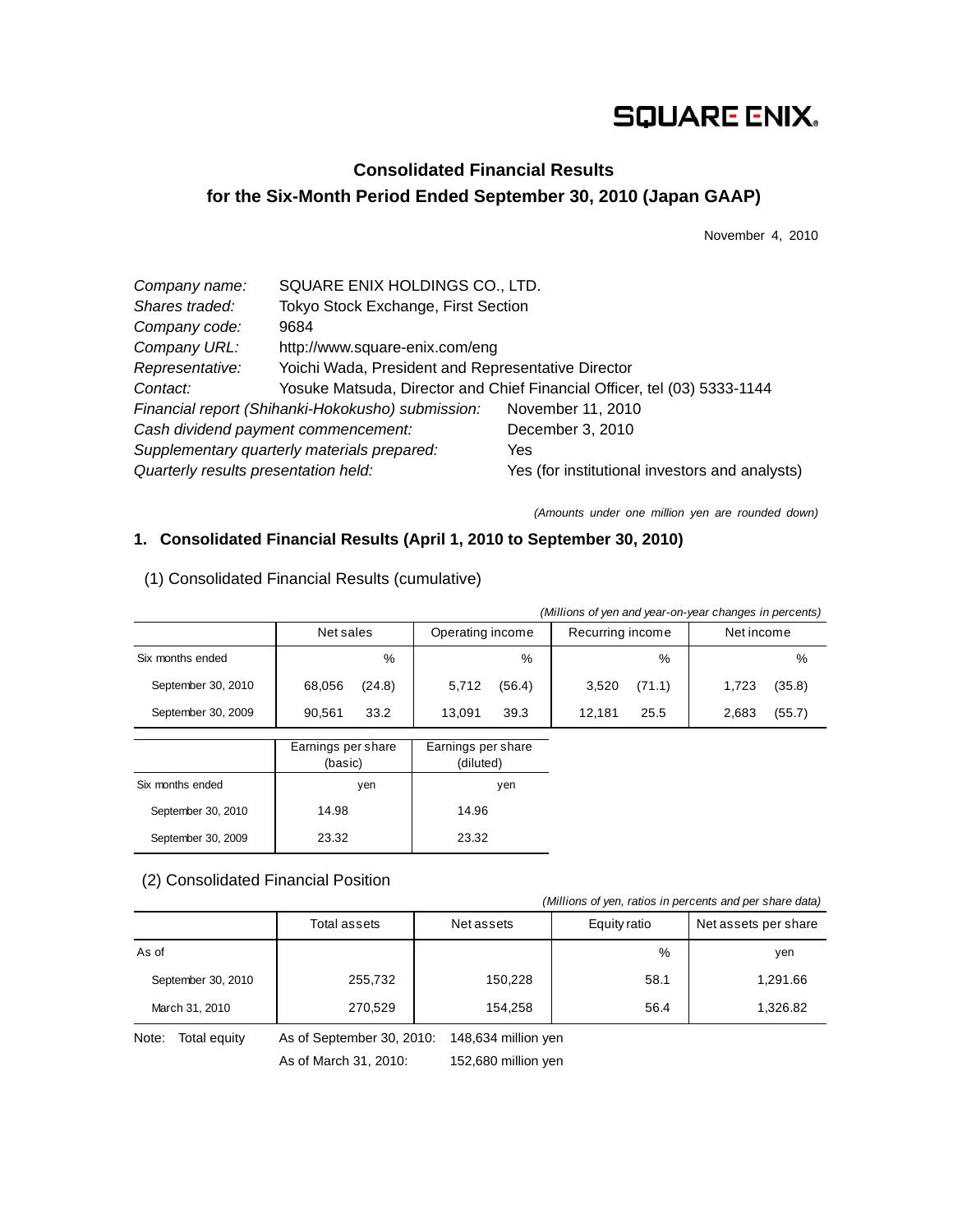SQUARE ENIX

# Consolidated Financial Results
# for the Six-Month Period Ended September 30, 2010 (Japan GAAP)

November 4, 2010

| | |
|---|---|
| *Company name:* | SQUARE ENIX HOLDINGS CO., LTD. |
| *Shares traded:* | Tokyo Stock Exchange, First Section |
| *Company code:* | 9684 |
| *Company URL:* | http://www.square-enix.com/eng |
| *Representative:* | Yoichi Wada, President and Representative Director |
| *Contact:* | Yosuke Matsuda, Director and Chief Financial Officer, tel (03) 5333-1144 |
| *Financial report (Shihanki-Hokokusho) submission:* | November 11, 2010 |
| *Cash dividend payment commencement:* | December 3, 2010 |
| *Supplementary quarterly materials prepared:* | Yes |
| *Quarterly results presentation held:* | Yes (for institutional investors and analysts) |

*(Amounts under one million yen are rounded down)*

## 1. Consolidated Financial Results (April 1, 2010 to September 30, 2010)

### (1) Consolidated Financial Results (cumulative)

*(Millions of yen and year-on-year changes in percents)*

| | Net sales | | Operating income | | Recurring income | | Net income | |
|---|---|---|---|---|---|---|---|---|
| Six months ended | | % | | % | | % | | % |
| September 30, 2010 | 68,056 | (24.8) | 5,712 | (56.4) | 3,520 | (71.1) | 1,723 | (35.8) |
| September 30, 2009 | 90,561 | 33.2 | 13,091 | 39.3 | 12,181 | 25.5 | 2,683 | (55.7) |

| | Earnings per share (basic) | Earnings per share (diluted) |
|---|---|---|
| Six months ended | yen | yen |
| September 30, 2010 | 14.98 | 14.96 |
| September 30, 2009 | 23.32 | 23.32 |

### (2) Consolidated Financial Position

*(Millions of yen, ratios in percents and per share data)*

| | Total assets | Net assets | Equity ratio | Net assets per share |
|---|---|---|---|---|
| As of | | | % | yen |
| September 30, 2010 | 255,732 | 150,228 | 58.1 | 1,291.66 |
| March 31, 2010 | 270,529 | 154,258 | 56.4 | 1,326.82 |

Note: Total equity As of September 30, 2010: 148,634 million yen

As of March 31, 2010: 152,680 million yen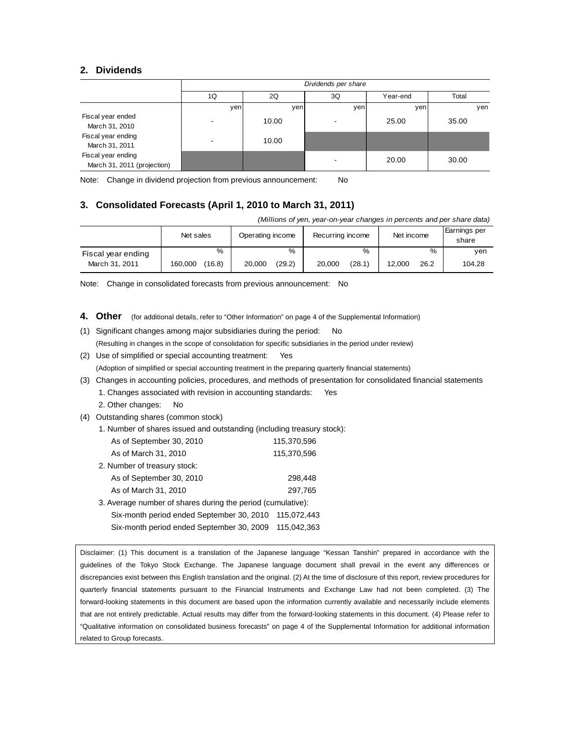## 2. Dividends

| | *Dividends per share* | | | | |
|---|---|---|---|---|---|
| | 1Q | 2Q | 3Q | Year-end | Total |
| | yen | yen | yen | yen | yen |
| Fiscal year ended March 31, 2010 | - | 10.00 | - | 25.00 | 35.00 |
| Fiscal year ending March 31, 2011 | - | 10.00 | | | |
| Fiscal year ending March 31, 2011 (projection) | | | - | 20.00 | 30.00 |

Note: Change in dividend projection from previous announcement: No

## 3. Consolidated Forecasts (April 1, 2010 to March 31, 2011)

*(Millions of yen, year-on-year changes in percents and per share data)*

| | Net sales | | Operating income | | Recurring income | | Net income | | Earnings per share |
|---|---|---|---|---|---|---|---|---|---|
| | | % | | % | | % | | % | yen |
| Fiscal year ending March 31, 2011 | 160,000 | (16.8) | 20,000 | (29.2) | 20,000 | (28.1) | 12,000 | 26.2 | 104.28 |

Note: Change in consolidated forecasts from previous announcement: No

## 4. Other (for additional details, refer to "Other Information" on page 4 of the Supplemental Information)

(1) Significant changes among major subsidiaries during the period: No
(Resulting in changes in the scope of consolidation for specific subsidiaries in the period under review)

(2) Use of simplified or special accounting treatment: Yes
(Adoption of simplified or special accounting treatment in the preparing quarterly financial statements)

(3) Changes in accounting policies, procedures, and methods of presentation for consolidated financial statements
1. Changes associated with revision in accounting standards: Yes
2. Other changes: No

(4) Outstanding shares (common stock)
1. Number of shares issued and outstanding (including treasury stock):
   - As of September 30, 2010 115,370,596
   - As of March 31, 2010 115,370,596
2. Number of treasury stock:
   - As of September 30, 2010 298,448
   - As of March 31, 2010 297,765
3. Average number of shares during the period (cumulative):
   - Six-month period ended September 30, 2010 115,072,443
   - Six-month period ended September 30, 2009 115,042,363

Disclaimer: (1) This document is a translation of the Japanese language "Kessan Tanshin" prepared in accordance with the guidelines of the Tokyo Stock Exchange. The Japanese language document shall prevail in the event any differences or discrepancies exist between this English translation and the original. (2) At the time of disclosure of this report, review procedures for quarterly financial statements pursuant to the Financial Instruments and Exchange Law had not been completed. (3) The forward-looking statements in this document are based upon the information currently available and necessarily include elements that are not entirely predictable. Actual results may differ from the forward-looking statements in this document. (4) Please refer to "Qualitative information on consolidated business forecasts" on page 4 of the Supplemental Information for additional information related to Group forecasts.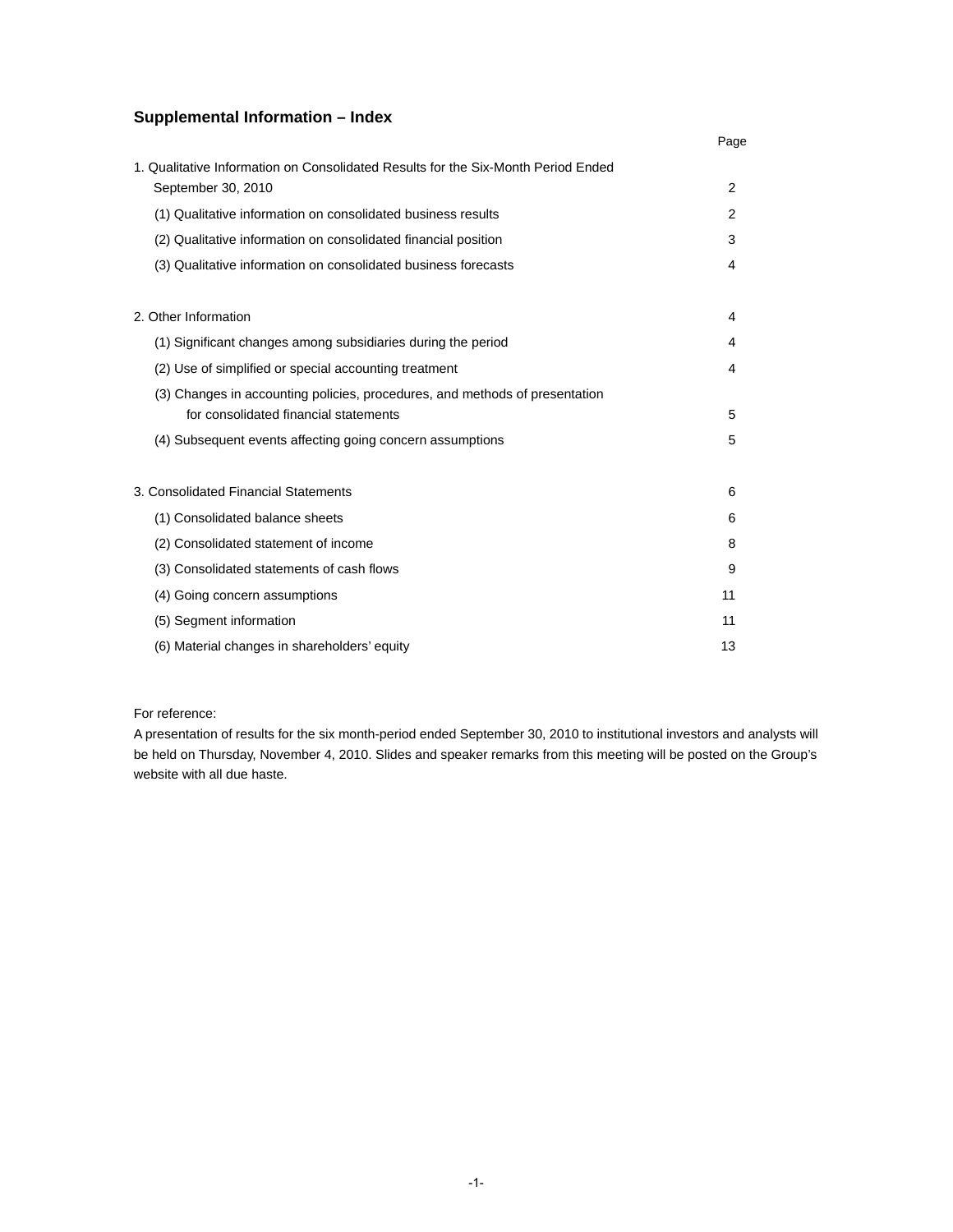## Supplemental Information – Index

| | Page |
|---|---|
| 1. Qualitative Information on Consolidated Results for the Six-Month Period Ended September 30, 2010 | 2 |
| (1) Qualitative information on consolidated business results | 2 |
| (2) Qualitative information on consolidated financial position | 3 |
| (3) Qualitative information on consolidated business forecasts | 4 |
| 2. Other Information | 4 |
| (1) Significant changes among subsidiaries during the period | 4 |
| (2) Use of simplified or special accounting treatment | 4 |
| (3) Changes in accounting policies, procedures, and methods of presentation for consolidated financial statements | 5 |
| (4) Subsequent events affecting going concern assumptions | 5 |
| 3. Consolidated Financial Statements | 6 |
| (1) Consolidated balance sheets | 6 |
| (2) Consolidated statement of income | 8 |
| (3) Consolidated statements of cash flows | 9 |
| (4) Going concern assumptions | 11 |
| (5) Segment information | 11 |
| (6) Material changes in shareholders' equity | 13 |

For reference:

A presentation of results for the six month-period ended September 30, 2010 to institutional investors and analysts will be held on Thursday, November 4, 2010. Slides and speaker remarks from this meeting will be posted on the Group's website with all due haste.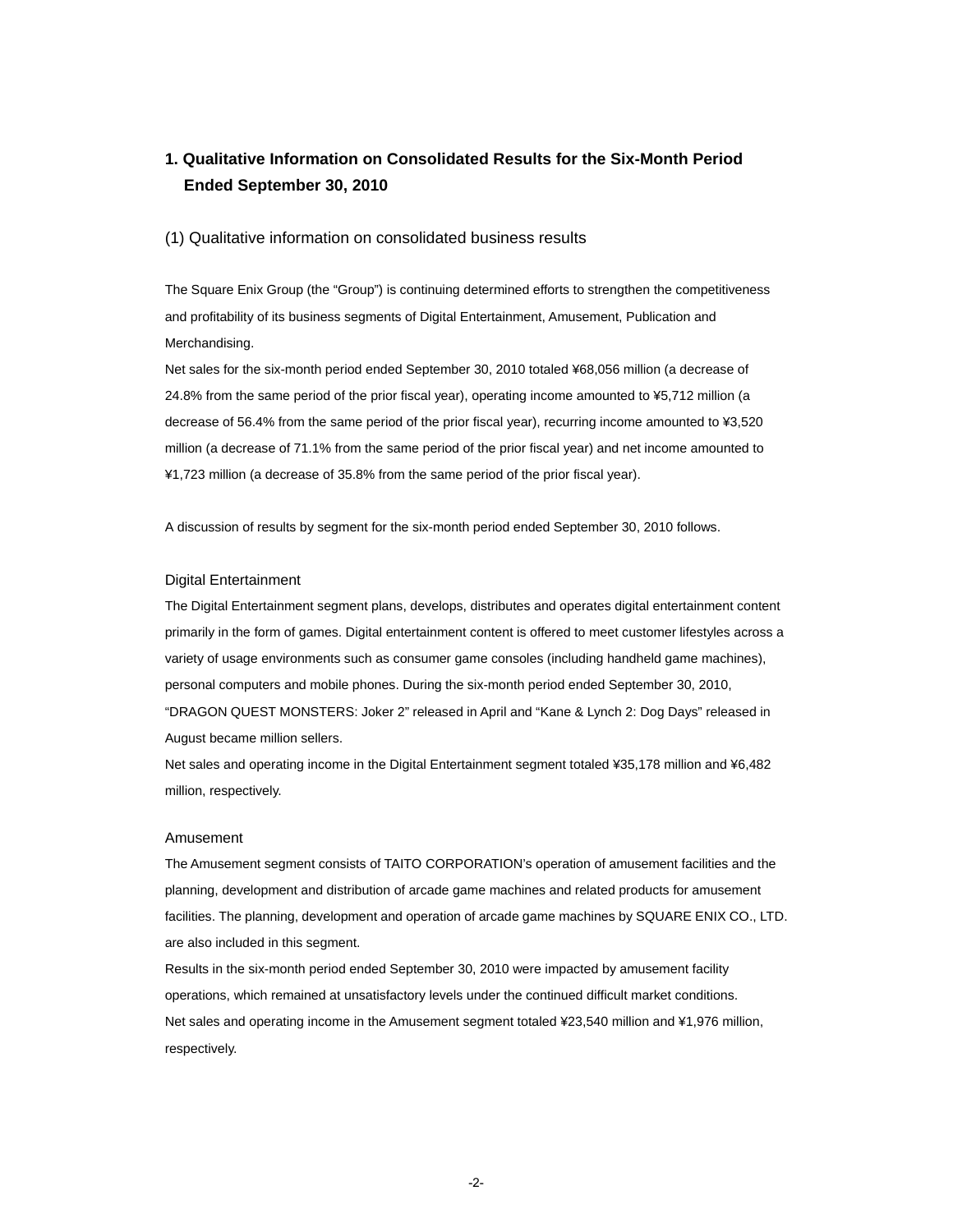# 1. Qualitative Information on Consolidated Results for the Six-Month Period Ended September 30, 2010

## (1) Qualitative information on consolidated business results

The Square Enix Group (the "Group") is continuing determined efforts to strengthen the competitiveness and profitability of its business segments of Digital Entertainment, Amusement, Publication and Merchandising.

Net sales for the six-month period ended September 30, 2010 totaled ¥68,056 million (a decrease of 24.8% from the same period of the prior fiscal year), operating income amounted to ¥5,712 million (a decrease of 56.4% from the same period of the prior fiscal year), recurring income amounted to ¥3,520 million (a decrease of 71.1% from the same period of the prior fiscal year) and net income amounted to ¥1,723 million (a decrease of 35.8% from the same period of the prior fiscal year).

A discussion of results by segment for the six-month period ended September 30, 2010 follows.

### Digital Entertainment

The Digital Entertainment segment plans, develops, distributes and operates digital entertainment content primarily in the form of games. Digital entertainment content is offered to meet customer lifestyles across a variety of usage environments such as consumer game consoles (including handheld game machines), personal computers and mobile phones. During the six-month period ended September 30, 2010, "DRAGON QUEST MONSTERS: Joker 2" released in April and "Kane & Lynch 2: Dog Days" released in August became million sellers.

Net sales and operating income in the Digital Entertainment segment totaled ¥35,178 million and ¥6,482 million, respectively.

### Amusement

The Amusement segment consists of TAITO CORPORATION's operation of amusement facilities and the planning, development and distribution of arcade game machines and related products for amusement facilities. The planning, development and operation of arcade game machines by SQUARE ENIX CO., LTD. are also included in this segment.

Results in the six-month period ended September 30, 2010 were impacted by amusement facility operations, which remained at unsatisfactory levels under the continued difficult market conditions.

Net sales and operating income in the Amusement segment totaled ¥23,540 million and ¥1,976 million, respectively.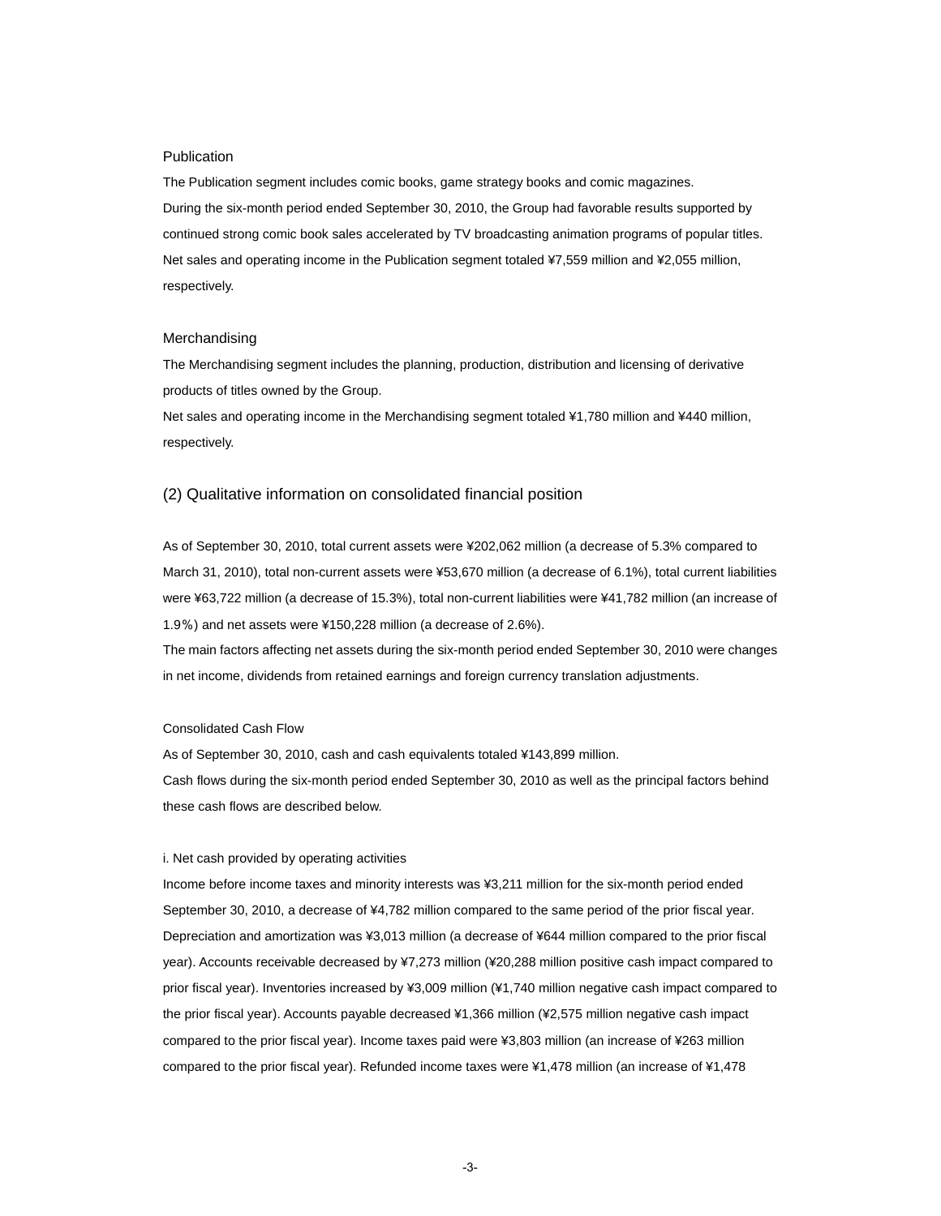### Publication

The Publication segment includes comic books, game strategy books and comic magazines.

During the six-month period ended September 30, 2010, the Group had favorable results supported by continued strong comic book sales accelerated by TV broadcasting animation programs of popular titles. Net sales and operating income in the Publication segment totaled ¥7,559 million and ¥2,055 million, respectively.

### Merchandising

The Merchandising segment includes the planning, production, distribution and licensing of derivative products of titles owned by the Group.

Net sales and operating income in the Merchandising segment totaled ¥1,780 million and ¥440 million, respectively.

## (2) Qualitative information on consolidated financial position

As of September 30, 2010, total current assets were ¥202,062 million (a decrease of 5.3% compared to March 31, 2010), total non-current assets were ¥53,670 million (a decrease of 6.1%), total current liabilities were ¥63,722 million (a decrease of 15.3%), total non-current liabilities were ¥41,782 million (an increase of 1.9%) and net assets were ¥150,228 million (a decrease of 2.6%).

The main factors affecting net assets during the six-month period ended September 30, 2010 were changes in net income, dividends from retained earnings and foreign currency translation adjustments.

### Consolidated Cash Flow

As of September 30, 2010, cash and cash equivalents totaled ¥143,899 million.

Cash flows during the six-month period ended September 30, 2010 as well as the principal factors behind these cash flows are described below.

#### i. Net cash provided by operating activities

Income before income taxes and minority interests was ¥3,211 million for the six-month period ended September 30, 2010, a decrease of ¥4,782 million compared to the same period of the prior fiscal year. Depreciation and amortization was ¥3,013 million (a decrease of ¥644 million compared to the prior fiscal year). Accounts receivable decreased by ¥7,273 million (¥20,288 million positive cash impact compared to prior fiscal year). Inventories increased by ¥3,009 million (¥1,740 million negative cash impact compared to the prior fiscal year). Accounts payable decreased ¥1,366 million (¥2,575 million negative cash impact compared to the prior fiscal year). Income taxes paid were ¥3,803 million (an increase of ¥263 million compared to the prior fiscal year). Refunded income taxes were ¥1,478 million (an increase of ¥1,478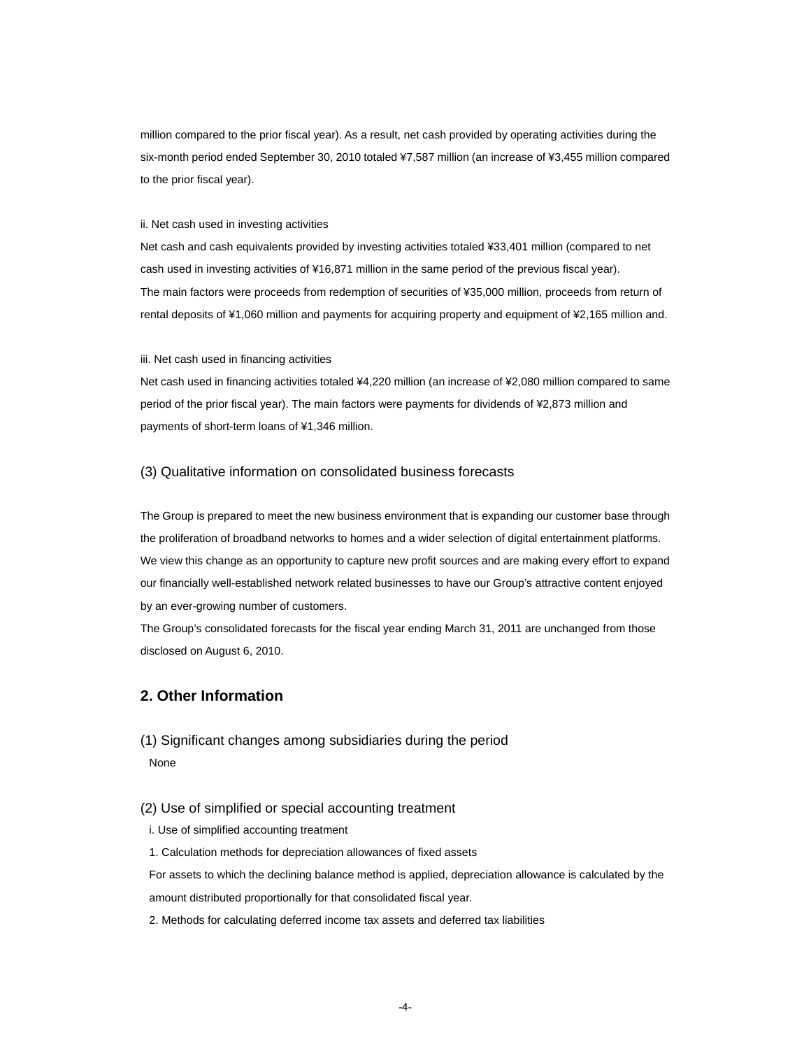million compared to the prior fiscal year). As a result, net cash provided by operating activities during the six-month period ended September 30, 2010 totaled ¥7,587 million (an increase of ¥3,455 million compared to the prior fiscal year).

ii. Net cash used in investing activities

Net cash and cash equivalents provided by investing activities totaled ¥33,401 million (compared to net cash used in investing activities of ¥16,871 million in the same period of the previous fiscal year). The main factors were proceeds from redemption of securities of ¥35,000 million, proceeds from return of rental deposits of ¥1,060 million and payments for acquiring property and equipment of ¥2,165 million and.

iii. Net cash used in financing activities

Net cash used in financing activities totaled ¥4,220 million (an increase of ¥2,080 million compared to same period of the prior fiscal year). The main factors were payments for dividends of ¥2,873 million and payments of short-term loans of ¥1,346 million.

### (3) Qualitative information on consolidated business forecasts

The Group is prepared to meet the new business environment that is expanding our customer base through the proliferation of broadband networks to homes and a wider selection of digital entertainment platforms. We view this change as an opportunity to capture new profit sources and are making every effort to expand our financially well-established network related businesses to have our Group's attractive content enjoyed by an ever-growing number of customers.

The Group's consolidated forecasts for the fiscal year ending March 31, 2011 are unchanged from those disclosed on August 6, 2010.

## 2. Other Information

### (1) Significant changes among subsidiaries during the period

None

### (2) Use of simplified or special accounting treatment

i. Use of simplified accounting treatment

1. Calculation methods for depreciation allowances of fixed assets

For assets to which the declining balance method is applied, depreciation allowance is calculated by the amount distributed proportionally for that consolidated fiscal year.

2. Methods for calculating deferred income tax assets and deferred tax liabilities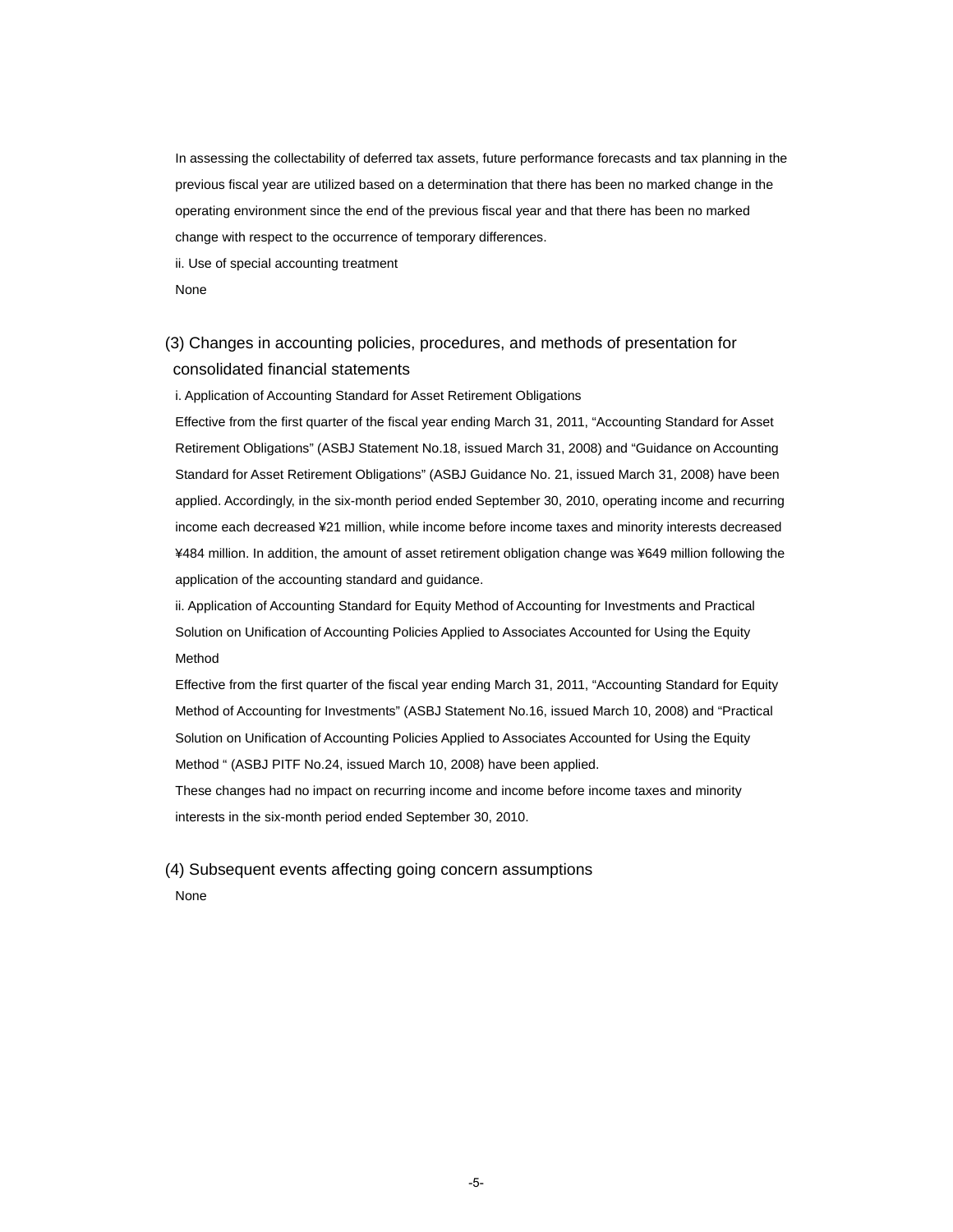In assessing the collectability of deferred tax assets, future performance forecasts and tax planning in the previous fiscal year are utilized based on a determination that there has been no marked change in the operating environment since the end of the previous fiscal year and that there has been no marked change with respect to the occurrence of temporary differences.

ii. Use of special accounting treatment

None

### (3) Changes in accounting policies, procedures, and methods of presentation for consolidated financial statements

i. Application of Accounting Standard for Asset Retirement Obligations

Effective from the first quarter of the fiscal year ending March 31, 2011, “Accounting Standard for Asset Retirement Obligations” (ASBJ Statement No.18, issued March 31, 2008) and “Guidance on Accounting Standard for Asset Retirement Obligations” (ASBJ Guidance No. 21, issued March 31, 2008) have been applied. Accordingly, in the six-month period ended September 30, 2010, operating income and recurring income each decreased ¥21 million, while income before income taxes and minority interests decreased ¥484 million. In addition, the amount of asset retirement obligation change was ¥649 million following the application of the accounting standard and guidance.

ii. Application of Accounting Standard for Equity Method of Accounting for Investments and Practical Solution on Unification of Accounting Policies Applied to Associates Accounted for Using the Equity Method

Effective from the first quarter of the fiscal year ending March 31, 2011, “Accounting Standard for Equity Method of Accounting for Investments” (ASBJ Statement No.16, issued March 10, 2008) and “Practical Solution on Unification of Accounting Policies Applied to Associates Accounted for Using the Equity Method “ (ASBJ PITF No.24, issued March 10, 2008) have been applied.

These changes had no impact on recurring income and income before income taxes and minority interests in the six-month period ended September 30, 2010.

### (4) Subsequent events affecting going concern assumptions

None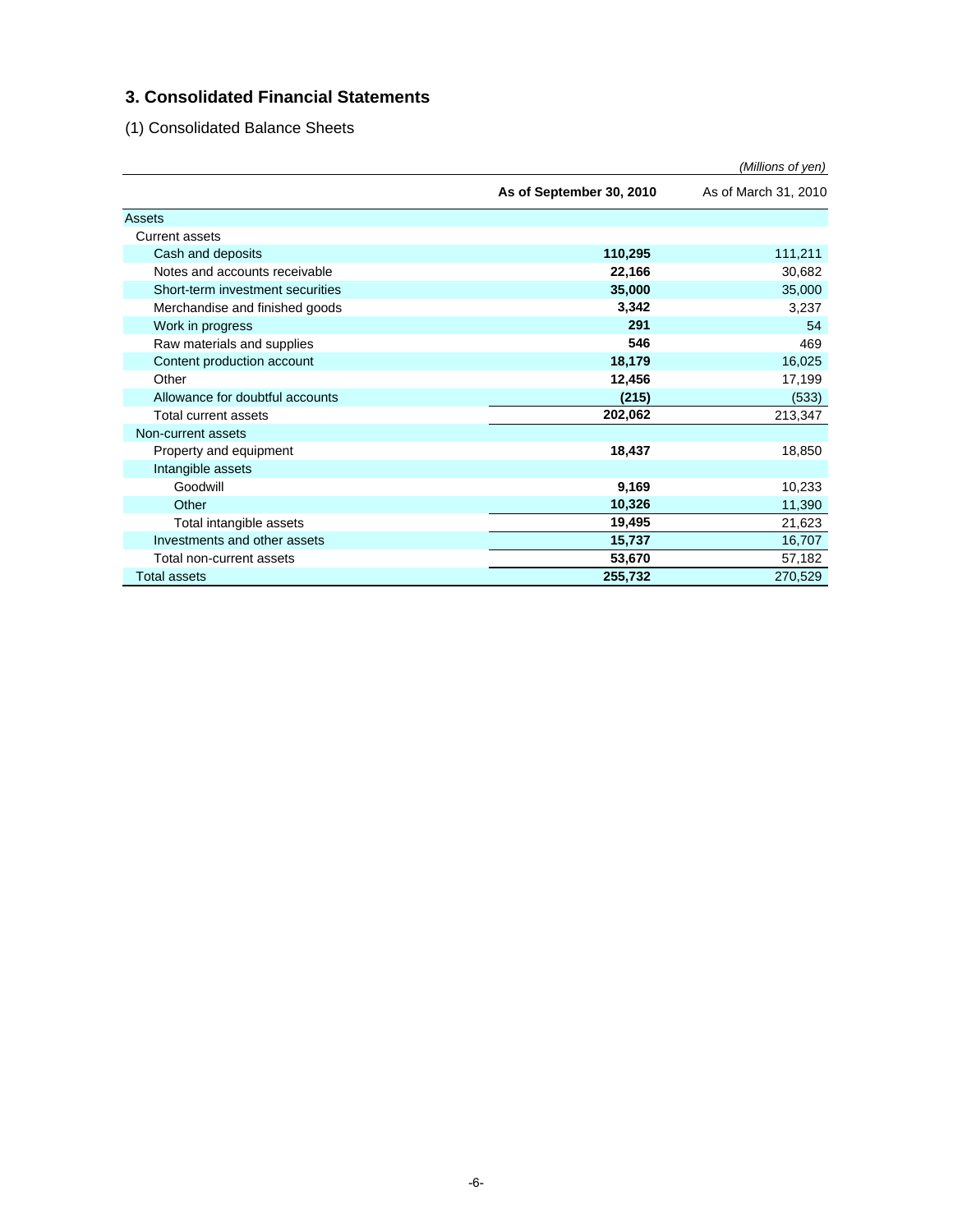## 3. Consolidated Financial Statements

(1) Consolidated Balance Sheets

*(Millions of yen)*

| | **As of September 30, 2010** | As of March 31, 2010 |
|---|---|---|
| Assets | | |
| Current assets | | |
| Cash and deposits | **110,295** | 111,211 |
| Notes and accounts receivable | **22,166** | 30,682 |
| Short-term investment securities | **35,000** | 35,000 |
| Merchandise and finished goods | **3,342** | 3,237 |
| Work in progress | **291** | 54 |
| Raw materials and supplies | **546** | 469 |
| Content production account | **18,179** | 16,025 |
| Other | **12,456** | 17,199 |
| Allowance for doubtful accounts | **(215)** | (533) |
| Total current assets | **202,062** | 213,347 |
| Non-current assets | | |
| Property and equipment | **18,437** | 18,850 |
| Intangible assets | | |
| Goodwill | **9,169** | 10,233 |
| Other | **10,326** | 11,390 |
| Total intangible assets | **19,495** | 21,623 |
| Investments and other assets | **15,737** | 16,707 |
| Total non-current assets | **53,670** | 57,182 |
| Total assets | **255,732** | 270,529 |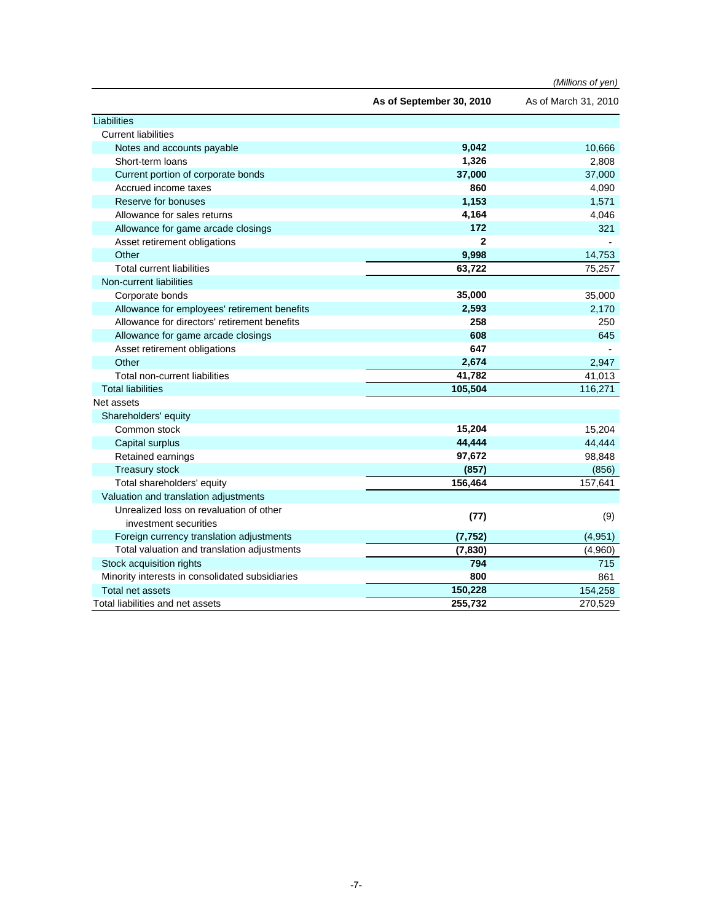*(Millions of yen)*

| | As of September 30, 2010 | As of March 31, 2010 |
|---|---|---|
| Liabilities | | |
| Current liabilities | | |
| Notes and accounts payable | **9,042** | 10,666 |
| Short-term loans | **1,326** | 2,808 |
| Current portion of corporate bonds | **37,000** | 37,000 |
| Accrued income taxes | **860** | 4,090 |
| Reserve for bonuses | **1,153** | 1,571 |
| Allowance for sales returns | **4,164** | 4,046 |
| Allowance for game arcade closings | **172** | 321 |
| Asset retirement obligations | **2** | - |
| Other | **9,998** | 14,753 |
| Total current liabilities | **63,722** | 75,257 |
| Non-current liabilities | | |
| Corporate bonds | **35,000** | 35,000 |
| Allowance for employees' retirement benefits | **2,593** | 2,170 |
| Allowance for directors' retirement benefits | **258** | 250 |
| Allowance for game arcade closings | **608** | 645 |
| Asset retirement obligations | **647** | - |
| Other | **2,674** | 2,947 |
| Total non-current liabilities | **41,782** | 41,013 |
| Total liabilities | **105,504** | 116,271 |
| Net assets | | |
| Shareholders' equity | | |
| Common stock | **15,204** | 15,204 |
| Capital surplus | **44,444** | 44,444 |
| Retained earnings | **97,672** | 98,848 |
| Treasury stock | **(857)** | (856) |
| Total shareholders' equity | **156,464** | 157,641 |
| Valuation and translation adjustments | | |
| Unrealized loss on revaluation of other investment securities | **(77)** | (9) |
| Foreign currency translation adjustments | **(7,752)** | (4,951) |
| Total valuation and translation adjustments | **(7,830)** | (4,960) |
| Stock acquisition rights | **794** | 715 |
| Minority interests in consolidated subsidiaries | **800** | 861 |
| Total net assets | **150,228** | 154,258 |
| Total liabilities and net assets | **255,732** | 270,529 |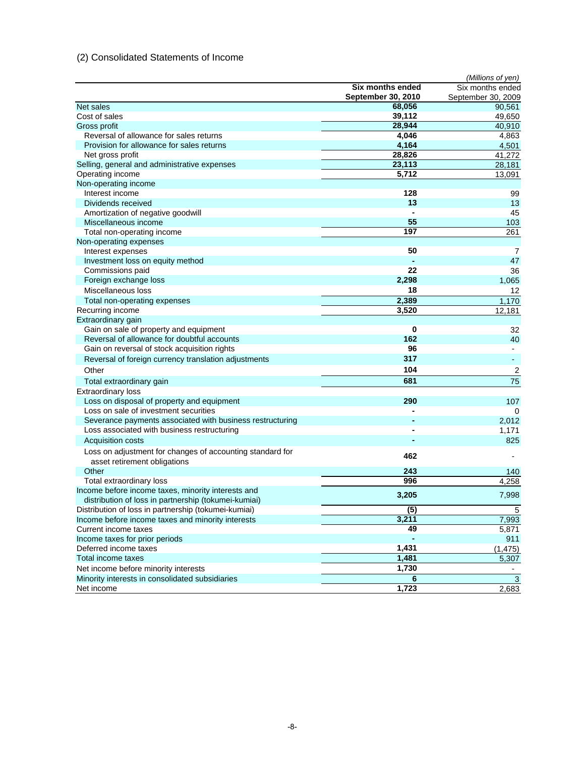## (2) Consolidated Statements of Income

*(Millions of yen)*

| | **Six months ended September 30, 2010** | Six months ended September 30, 2009 |
|---|---|---|
| Net sales | **68,056** | 90,561 |
| Cost of sales | **39,112** | 49,650 |
| Gross profit | **28,944** | 40,910 |
| Reversal of allowance for sales returns | **4,046** | 4,863 |
| Provision for allowance for sales returns | **4,164** | 4,501 |
| Net gross profit | **28,826** | 41,272 |
| Selling, general and administrative expenses | **23,113** | 28,181 |
| Operating income | **5,712** | 13,091 |
| Non-operating income | | |
| Interest income | **128** | 99 |
| Dividends received | **13** | 13 |
| Amortization of negative goodwill | **-** | 45 |
| Miscellaneous income | **55** | 103 |
| Total non-operating income | **197** | 261 |
| Non-operating expenses | | |
| Interest expenses | **50** | 7 |
| Investment loss on equity method | **-** | 47 |
| Commissions paid | **22** | 36 |
| Foreign exchange loss | **2,298** | 1,065 |
| Miscellaneous loss | **18** | 12 |
| Total non-operating expenses | **2,389** | 1,170 |
| Recurring income | **3,520** | 12,181 |
| Extraordinary gain | | |
| Gain on sale of property and equipment | **0** | 32 |
| Reversal of allowance for doubtful accounts | **162** | 40 |
| Gain on reversal of stock acquisition rights | **96** | - |
| Reversal of foreign currency translation adjustments | **317** | - |
| Other | **104** | 2 |
| Total extraordinary gain | **681** | 75 |
| Extraordinary loss | | |
| Loss on disposal of property and equipment | **290** | 107 |
| Loss on sale of investment securities | **-** | 0 |
| Severance payments associated with business restructuring | **-** | 2,012 |
| Loss associated with business restructuring | **-** | 1,171 |
| Acquisition costs | **-** | 825 |
| Loss on adjustment for changes of accounting standard for asset retirement obligations | **462** | - |
| Other | **243** | 140 |
| Total extraordinary loss | **996** | 4,258 |
| Income before income taxes, minority interests and distribution of loss in partnership (tokumei-kumiai) | **3,205** | 7,998 |
| Distribution of loss in partnership (tokumei-kumiai) | **(5)** | 5 |
| Income before income taxes and minority interests | **3,211** | 7,993 |
| Current income taxes | **49** | 5,871 |
| Income taxes for prior periods | **-** | 911 |
| Deferred income taxes | **1,431** | (1,475) |
| Total income taxes | **1,481** | 5,307 |
| Net income before minority interests | **1,730** | - |
| Minority interests in consolidated subsidiaries | **6** | 3 |
| Net income | **1,723** | 2,683 |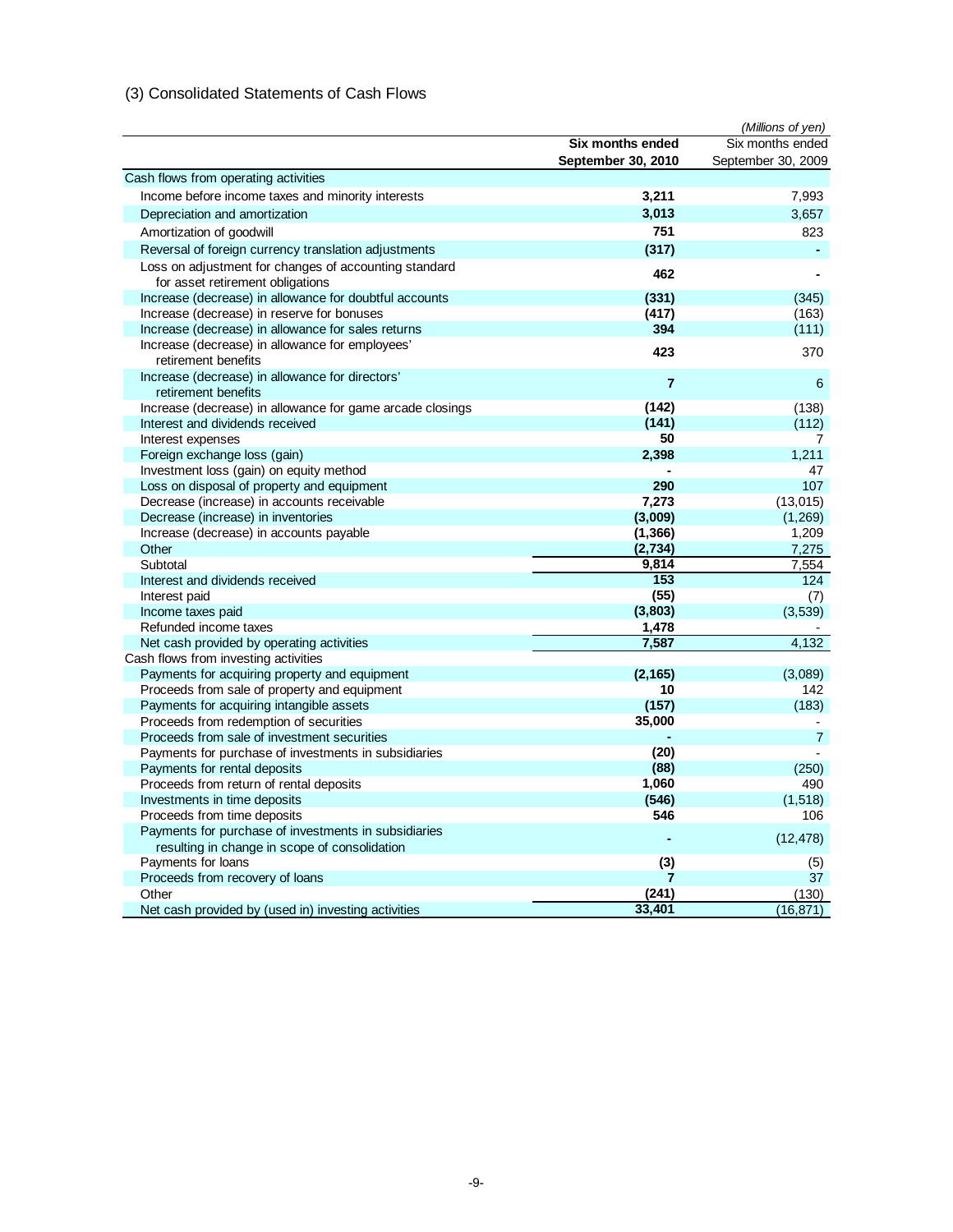## (3) Consolidated Statements of Cash Flows

*(Millions of yen)*

| | **Six months ended September 30, 2010** | Six months ended September 30, 2009 |
|---|---|---|
| Cash flows from operating activities | | |
| Income before income taxes and minority interests | **3,211** | 7,993 |
| Depreciation and amortization | **3,013** | 3,657 |
| Amortization of goodwill | **751** | 823 |
| Reversal of foreign currency translation adjustments | **(317)** | - |
| Loss on adjustment for changes of accounting standard for asset retirement obligations | **462** | - |
| Increase (decrease) in allowance for doubtful accounts | **(331)** | (345) |
| Increase (decrease) in reserve for bonuses | **(417)** | (163) |
| Increase (decrease) in allowance for sales returns | **394** | (111) |
| Increase (decrease) in allowance for employees' retirement benefits | **423** | 370 |
| Increase (decrease) in allowance for directors' retirement benefits | **7** | 6 |
| Increase (decrease) in allowance for game arcade closings | **(142)** | (138) |
| Interest and dividends received | **(141)** | (112) |
| Interest expenses | **50** | 7 |
| Foreign exchange loss (gain) | **2,398** | 1,211 |
| Investment loss (gain) on equity method | **-** | 47 |
| Loss on disposal of property and equipment | **290** | 107 |
| Decrease (increase) in accounts receivable | **7,273** | (13,015) |
| Decrease (increase) in inventories | **(3,009)** | (1,269) |
| Increase (decrease) in accounts payable | **(1,366)** | 1,209 |
| Other | **(2,734)** | 7,275 |
| Subtotal | **9,814** | 7,554 |
| Interest and dividends received | **153** | 124 |
| Interest paid | **(55)** | (7) |
| Income taxes paid | **(3,803)** | (3,539) |
| Refunded income taxes | **1,478** | - |
| Net cash provided by operating activities | **7,587** | 4,132 |
| Cash flows from investing activities | | |
| Payments for acquiring property and equipment | **(2,165)** | (3,089) |
| Proceeds from sale of property and equipment | **10** | 142 |
| Payments for acquiring intangible assets | **(157)** | (183) |
| Proceeds from redemption of securities | **35,000** | - |
| Proceeds from sale of investment securities | **-** | 7 |
| Payments for purchase of investments in subsidiaries | **(20)** | - |
| Payments for rental deposits | **(88)** | (250) |
| Proceeds from return of rental deposits | **1,060** | 490 |
| Investments in time deposits | **(546)** | (1,518) |
| Proceeds from time deposits | **546** | 106 |
| Payments for purchase of investments in subsidiaries resulting in change in scope of consolidation | **-** | (12,478) |
| Payments for loans | **(3)** | (5) |
| Proceeds from recovery of loans | **7** | 37 |
| Other | **(241)** | (130) |
| Net cash provided by (used in) investing activities | **33,401** | (16,871) |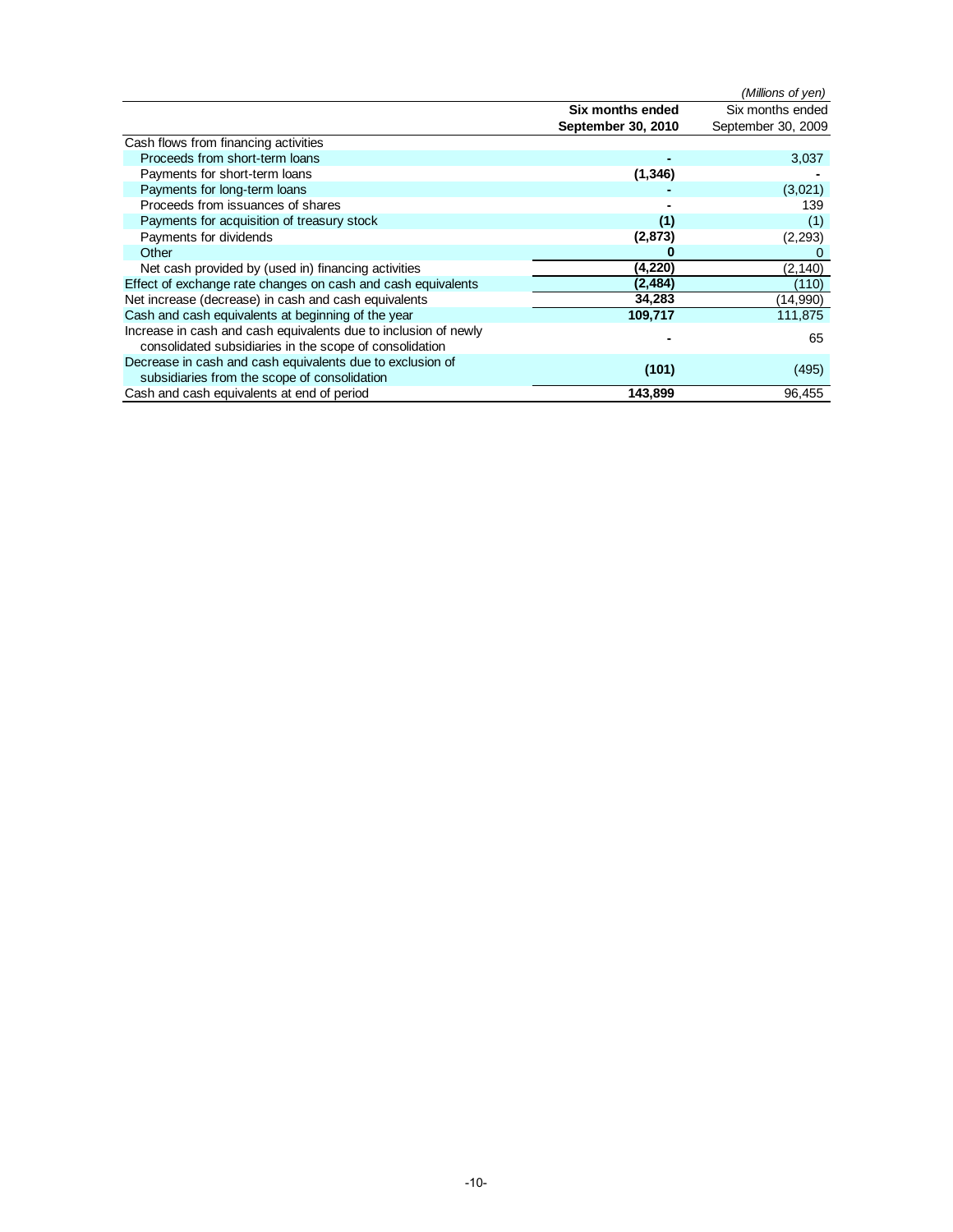*(Millions of yen)*

| | **Six months ended September 30, 2010** | Six months ended September 30, 2009 |
|---|---|---|
| Cash flows from financing activities | | |
| Proceeds from short-term loans | **-** | 3,037 |
| Payments for short-term loans | **(1,346)** | - |
| Payments for long-term loans | **-** | (3,021) |
| Proceeds from issuances of shares | **-** | 139 |
| Payments for acquisition of treasury stock | **(1)** | (1) |
| Payments for dividends | **(2,873)** | (2,293) |
| Other | **0** | 0 |
| Net cash provided by (used in) financing activities | **(4,220)** | (2,140) |
| Effect of exchange rate changes on cash and cash equivalents | **(2,484)** | (110) |
| Net increase (decrease) in cash and cash equivalents | **34,283** | (14,990) |
| Cash and cash equivalents at beginning of the year | **109,717** | 111,875 |
| Increase in cash and cash equivalents due to inclusion of newly consolidated subsidiaries in the scope of consolidation | **-** | 65 |
| Decrease in cash and cash equivalents due to exclusion of subsidiaries from the scope of consolidation | **(101)** | (495) |
| Cash and cash equivalents at end of period | **143,899** | 96,455 |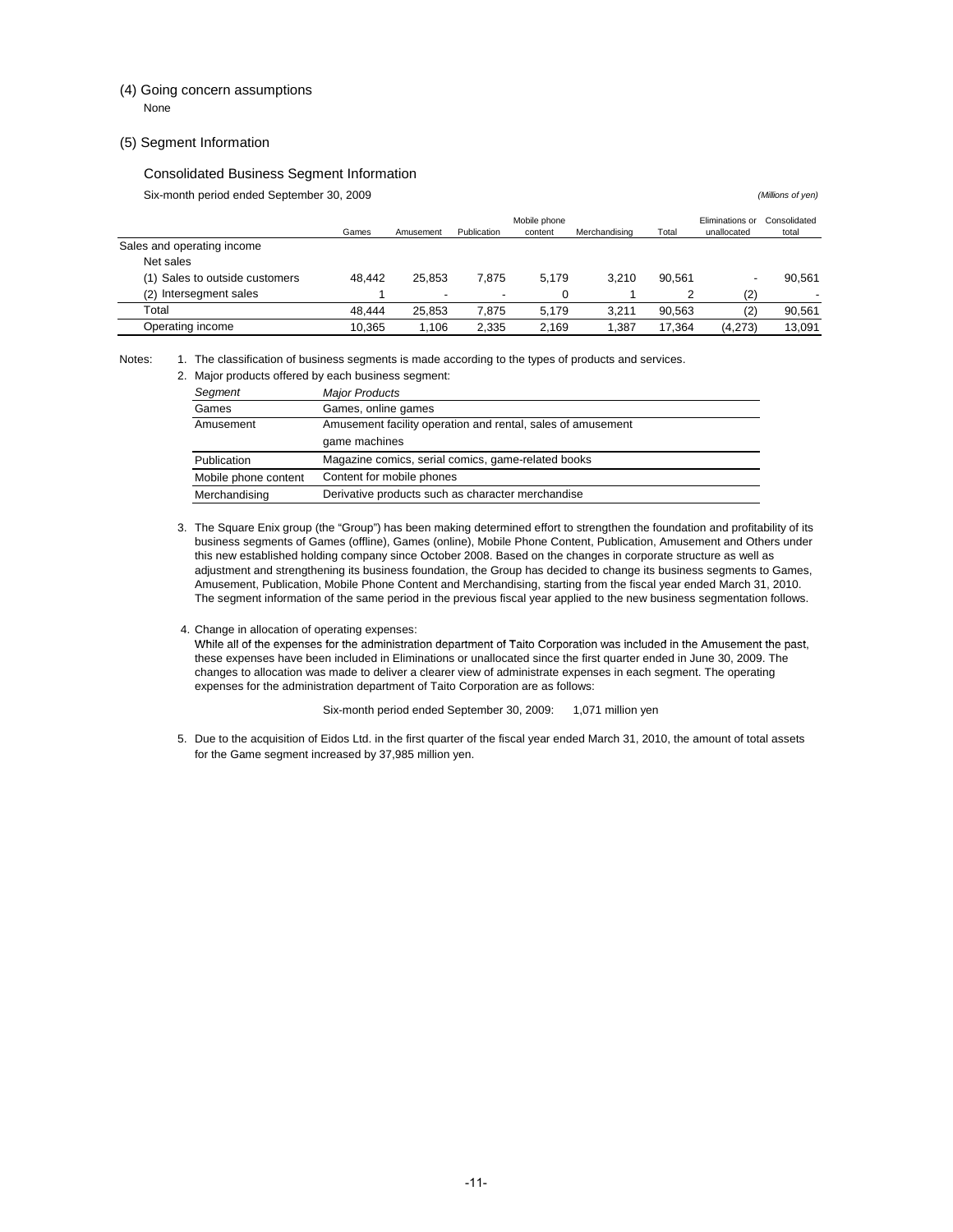### (4) Going concern assumptions

None

### (5) Segment Information

#### Consolidated Business Segment Information

Six-month period ended September 30, 2009 *(Millions of yen)*

| | Games | Amusement | Publication | Mobile phone content | Merchandising | Total | Eliminations or unallocated | Consolidated total |
|---|---|---|---|---|---|---|---|---|
| Sales and operating income | | | | | | | | |
| Net sales | | | | | | | | |
| (1) Sales to outside customers | 48,442 | 25,853 | 7,875 | 5,179 | 3,210 | 90,561 | - | 90,561 |
| (2) Intersegment sales | 1 | - | - | 0 | 1 | 2 | (2) | - |
| Total | 48,444 | 25,853 | 7,875 | 5,179 | 3,211 | 90,563 | (2) | 90,561 |
| Operating income | 10,365 | 1,106 | 2,335 | 2,169 | 1,387 | 17,364 | (4,273) | 13,091 |

Notes:

1. The classification of business segments is made according to the types of products and services.
2. Major products offered by each business segment:

| *Segment* | *Major Products* |
|---|---|
| Games | Games, online games |
| Amusement | Amusement facility operation and rental, sales of amusement game machines |
| Publication | Magazine comics, serial comics, game-related books |
| Mobile phone content | Content for mobile phones |
| Merchandising | Derivative products such as character merchandise |

3. The Square Enix group (the "Group") has been making determined effort to strengthen the foundation and profitability of its business segments of Games (offline), Games (online), Mobile Phone Content, Publication, Amusement and Others under this new established holding company since October 2008. Based on the changes in corporate structure as well as adjustment and strengthening its business foundation, the Group has decided to change its business segments to Games, Amusement, Publication, Mobile Phone Content and Merchandising, starting from the fiscal year ended March 31, 2010. The segment information of the same period in the previous fiscal year applied to the new business segmentation follows.

4. Change in allocation of operating expenses:
   While all of the expenses for the administration department of Taito Corporation was included in the Amusement the past, these expenses have been included in Eliminations or unallocated since the first quarter ended in June 30, 2009. The changes to allocation was made to deliver a clearer view of administrate expenses in each segment. The operating expenses for the administration department of Taito Corporation are as follows:

   Six-month period ended September 30, 2009: 1,071 million yen

5. Due to the acquisition of Eidos Ltd. in the first quarter of the fiscal year ended March 31, 2010, the amount of total assets for the Game segment increased by 37,985 million yen.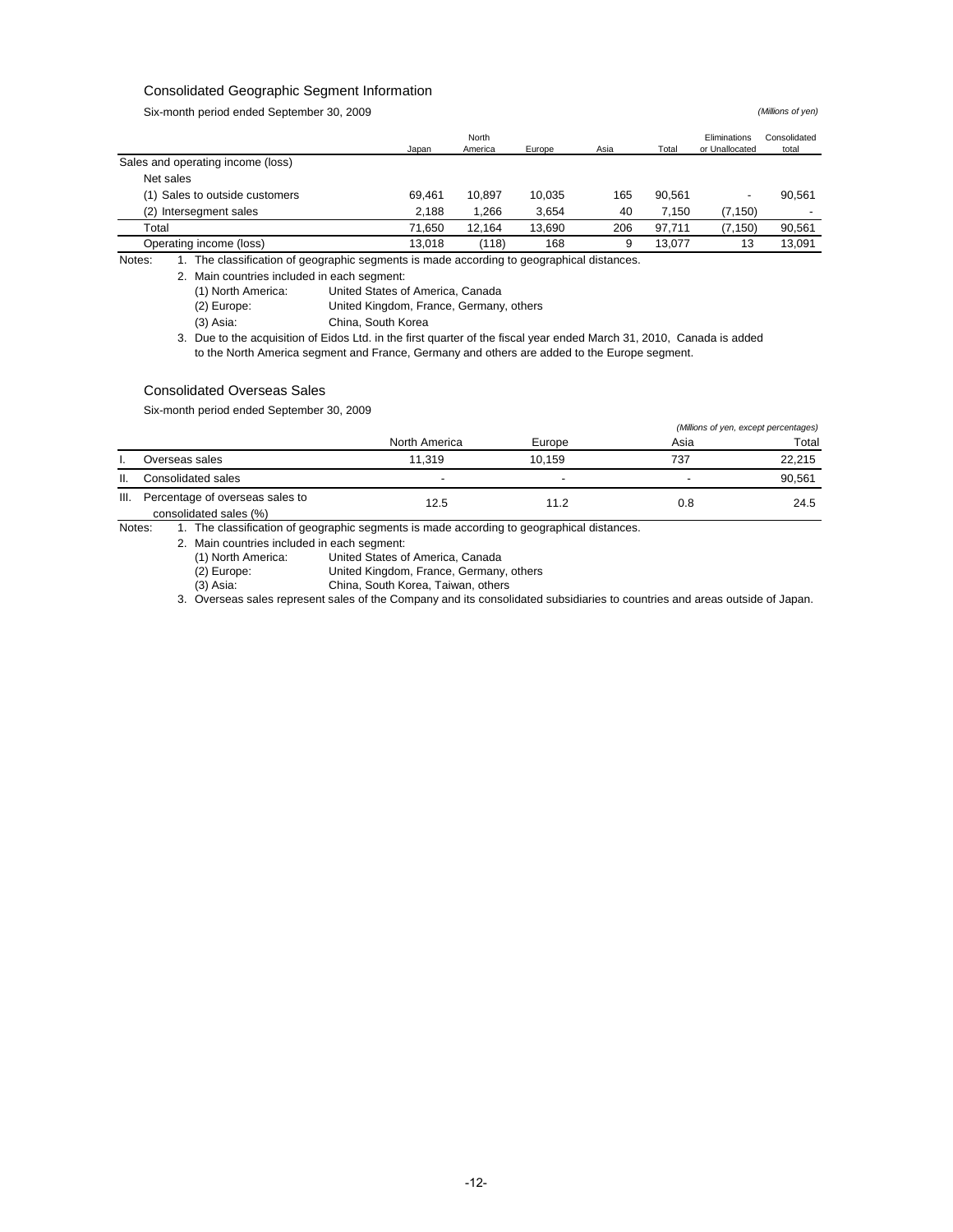## Consolidated Geographic Segment Information

Six-month period ended September 30, 2009

*(Millions of yen)*

| | Japan | North America | Europe | Asia | Total | Eliminations or Unallocated | Consolidated total |
|---|---|---|---|---|---|---|---|
| Sales and operating income (loss) | | | | | | | |
| Net sales | | | | | | | |
| (1) Sales to outside customers | 69,461 | 10,897 | 10,035 | 165 | 90,561 | - | 90,561 |
| (2) Intersegment sales | 2,188 | 1,266 | 3,654 | 40 | 7,150 | (7,150) | - |
| Total | 71,650 | 12,164 | 13,690 | 206 | 97,711 | (7,150) | 90,561 |
| Operating income (loss) | 13,018 | (118) | 168 | 9 | 13,077 | 13 | 13,091 |

Notes:
1. The classification of geographic segments is made according to geographical distances.
2. Main countries included in each segment:
   - (1) North America: United States of America, Canada
   - (2) Europe: United Kingdom, France, Germany, others
   - (3) Asia: China, South Korea
3. Due to the acquisition of Eidos Ltd. in the first quarter of the fiscal year ended March 31, 2010, Canada is added to the North America segment and France, Germany and others are added to the Europe segment.

## Consolidated Overseas Sales

Six-month period ended September 30, 2009

*(Millions of yen, except percentages)*

| | | North America | Europe | Asia | Total |
|---|---|---|---|---|---|
| I. | Overseas sales | 11,319 | 10,159 | 737 | 22,215 |
| II. | Consolidated sales | - | - | - | 90,561 |
| III. | Percentage of overseas sales to consolidated sales (%) | 12.5 | 11.2 | 0.8 | 24.5 |

Notes:
1. The classification of geographic segments is made according to geographical distances.
2. Main countries included in each segment:
   - (1) North America: United States of America, Canada
   - (2) Europe: United Kingdom, France, Germany, others
   - (3) Asia: China, South Korea, Taiwan, others
3. Overseas sales represent sales of the Company and its consolidated subsidiaries to countries and areas outside of Japan.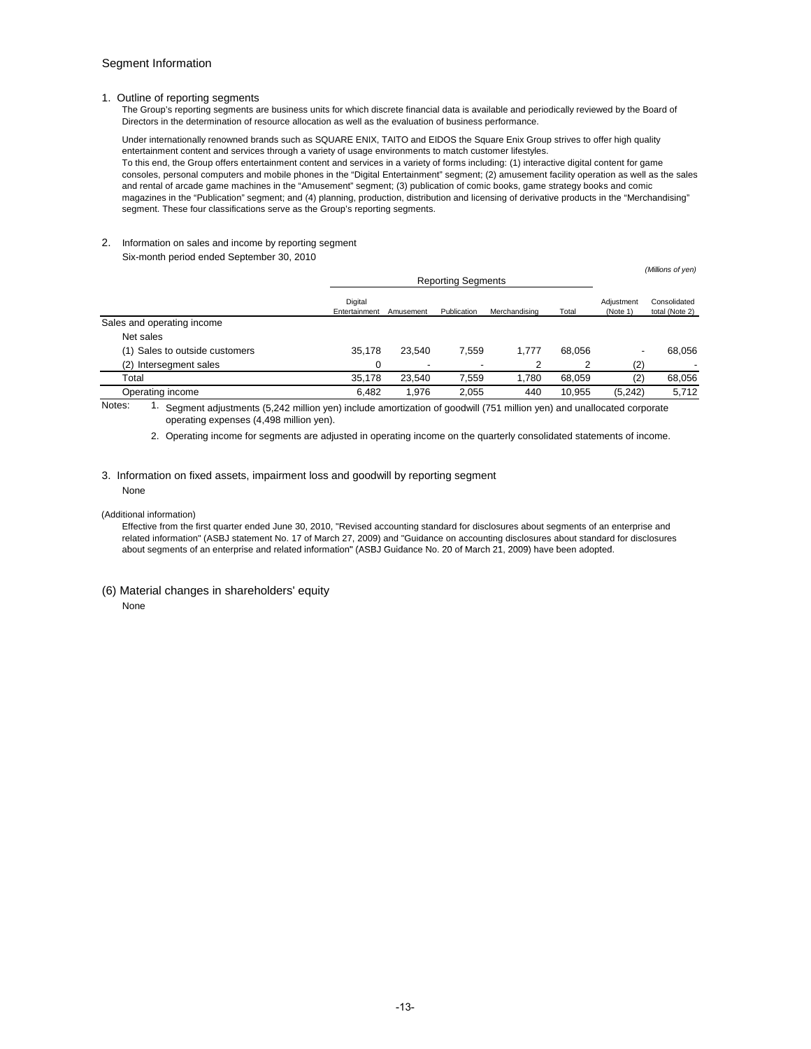## Segment Information

1. Outline of reporting segments

The Group's reporting segments are business units for which discrete financial data is available and periodically reviewed by the Board of Directors in the determination of resource allocation as well as the evaluation of business performance.

Under internationally renowned brands such as SQUARE ENIX, TAITO and EIDOS the Square Enix Group strives to offer high quality entertainment content and services through a variety of usage environments to match customer lifestyles.
To this end, the Group offers entertainment content and services in a variety of forms including: (1) interactive digital content for game consoles, personal computers and mobile phones in the "Digital Entertainment" segment; (2) amusement facility operation as well as the sales and rental of arcade game machines in the "Amusement" segment; (3) publication of comic books, game strategy books and comic magazines in the "Publication" segment; and (4) planning, production, distribution and licensing of derivative products in the "Merchandising" segment. These four classifications serve as the Group's reporting segments.

2. Information on sales and income by reporting segment

Six-month period ended September 30, 2010

*(Millions of yen)*

| | Reporting Segments | | | | | | |
|---|---|---|---|---|---|---|---|
| | Digital Entertainment | Amusement | Publication | Merchandising | Total | Adjustment (Note 1) | Consolidated total (Note 2) |
| Sales and operating income | | | | | | | |
| Net sales | | | | | | | |
| (1) Sales to outside customers | 35,178 | 23,540 | 7,559 | 1,777 | 68,056 | - | 68,056 |
| (2) Intersegment sales | 0 | - | - | 2 | 2 | (2) | - |
| Total | 35,178 | 23,540 | 7,559 | 1,780 | 68,059 | (2) | 68,056 |
| Operating income | 6,482 | 1,976 | 2,055 | 440 | 10,955 | (5,242) | 5,712 |

Notes:
1. Segment adjustments (5,242 million yen) include amortization of goodwill (751 million yen) and unallocated corporate operating expenses (4,498 million yen).
2. Operating income for segments are adjusted in operating income on the quarterly consolidated statements of income.

3. Information on fixed assets, impairment loss and goodwill by reporting segment

None

(Additional information)

Effective from the first quarter ended June 30, 2010, "Revised accounting standard for disclosures about segments of an enterprise and related information" (ASBJ statement No. 17 of March 27, 2009) and "Guidance on accounting disclosures about standard for disclosures about segments of an enterprise and related information" (ASBJ Guidance No. 20 of March 21, 2009) have been adopted.

### (6) Material changes in shareholders' equity

None